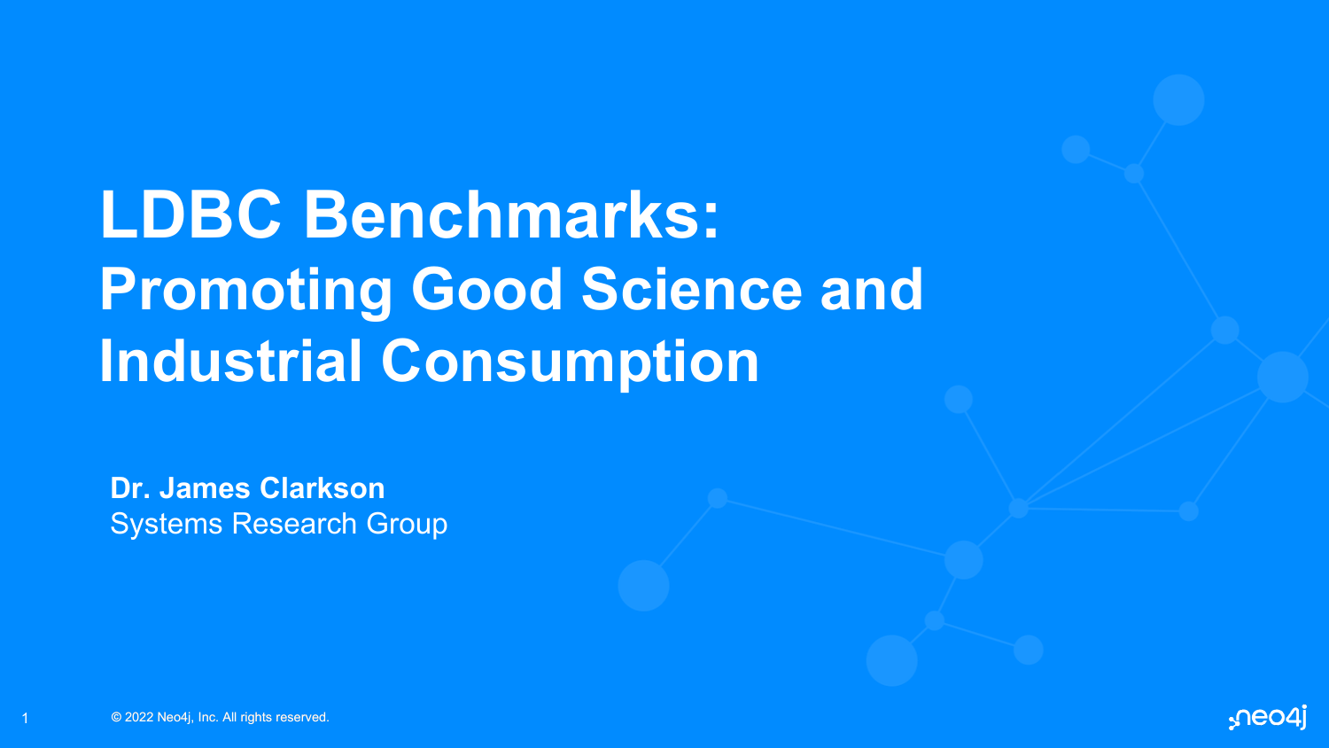# LDBC Benchmarks: Promoting Good Science and Industrial Consumption

**Dr. James Clarkson**
Systems Research Group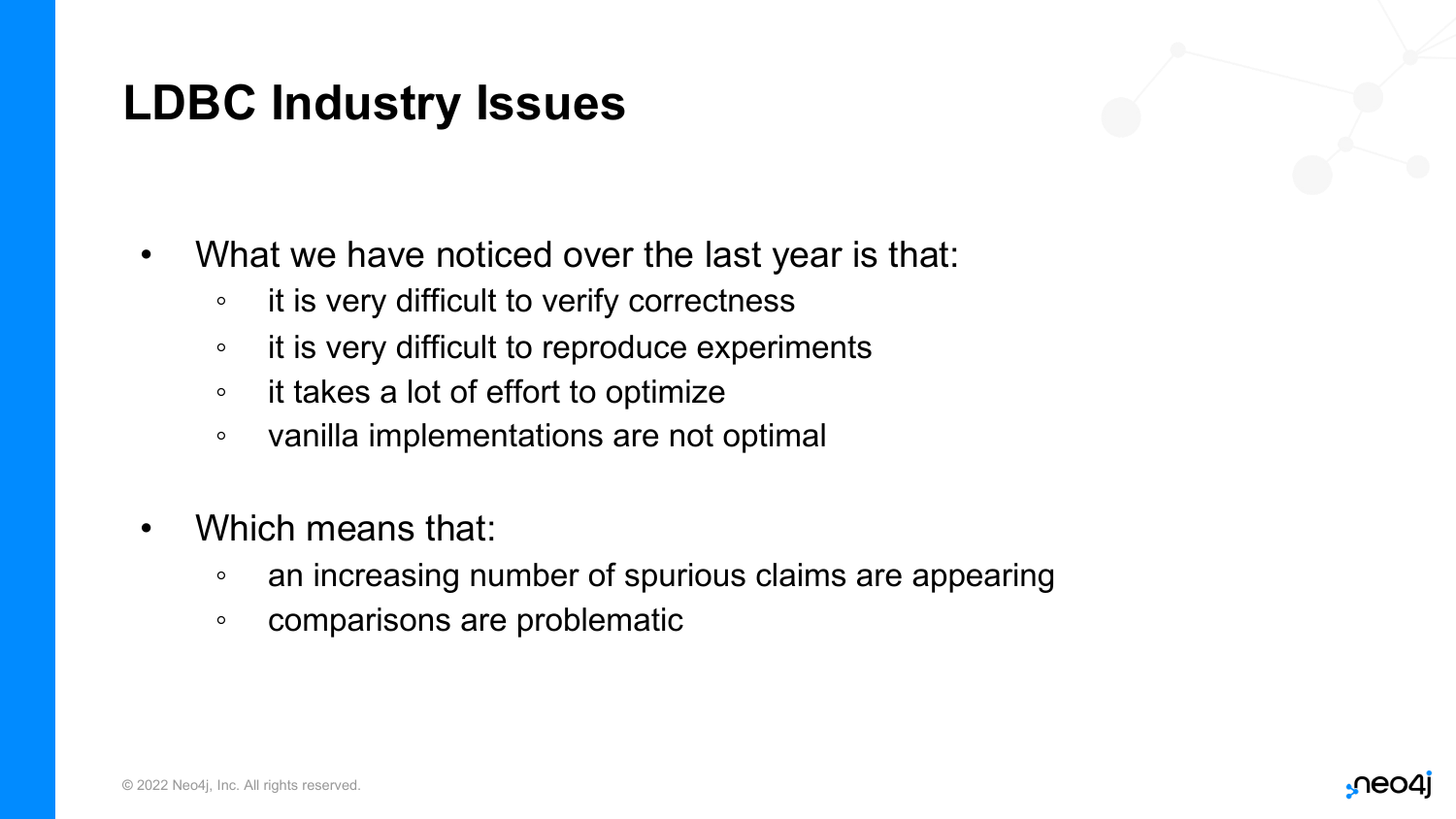# LDBC Industry Issues

- What we have noticed over the last year is that:
  - it is very difficult to verify correctness
  - it is very difficult to reproduce experiments
  - it takes a lot of effort to optimize
  - vanilla implementations are not optimal

- Which means that:
  - an increasing number of spurious claims are appearing
  - comparisons are problematic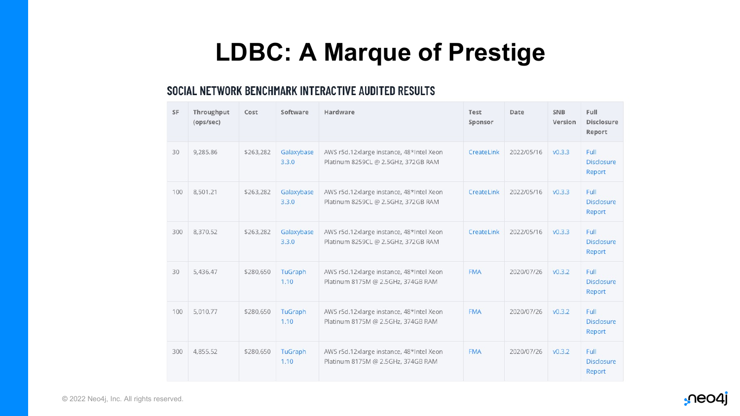# LDBC: A Marque of Prestige

## SOCIAL NETWORK BENCHMARK INTERACTIVE AUDITED RESULTS

| SF | Throughput (ops/sec) | Cost | Software | Hardware | Test Sponsor | Date | SNB Version | Full Disclosure Report |
|---|---|---|---|---|---|---|---|---|
| 30 | 9,285.86 | $263,282 | Galaxybase 3.3.0 | AWS r5d.12xlarge instance, 48*Intel Xeon Platinum 8259CL @ 2.5GHz, 372GB RAM | CreateLink | 2022/05/16 | v0.3.3 | Full Disclosure Report |
| 100 | 8,501.21 | $263,282 | Galaxybase 3.3.0 | AWS r5d.12xlarge instance, 48*Intel Xeon Platinum 8259CL @ 2.5GHz, 372GB RAM | CreateLink | 2022/05/16 | v0.3.3 | Full Disclosure Report |
| 300 | 8,370.52 | $263,282 | Galaxybase 3.3.0 | AWS r5d.12xlarge instance, 48*Intel Xeon Platinum 8259CL @ 2.5GHz, 372GB RAM | CreateLink | 2022/05/16 | v0.3.3 | Full Disclosure Report |
| 30 | 5,436.47 | $280,650 | TuGraph 1.10 | AWS r5d.12xlarge instance, 48*Intel Xeon Platinum 8175M @ 2.5GHz, 374GB RAM | FMA | 2020/07/26 | v0.3.2 | Full Disclosure Report |
| 100 | 5,010.77 | $280,650 | TuGraph 1.10 | AWS r5d.12xlarge instance, 48*Intel Xeon Platinum 8175M @ 2.5GHz, 374GB RAM | FMA | 2020/07/26 | v0.3.2 | Full Disclosure Report |
| 300 | 4,855.52 | $280,650 | TuGraph 1.10 | AWS r5d.12xlarge instance, 48*Intel Xeon Platinum 8175M @ 2.5GHz, 374GB RAM | FMA | 2020/07/26 | v0.3.2 | Full Disclosure Report |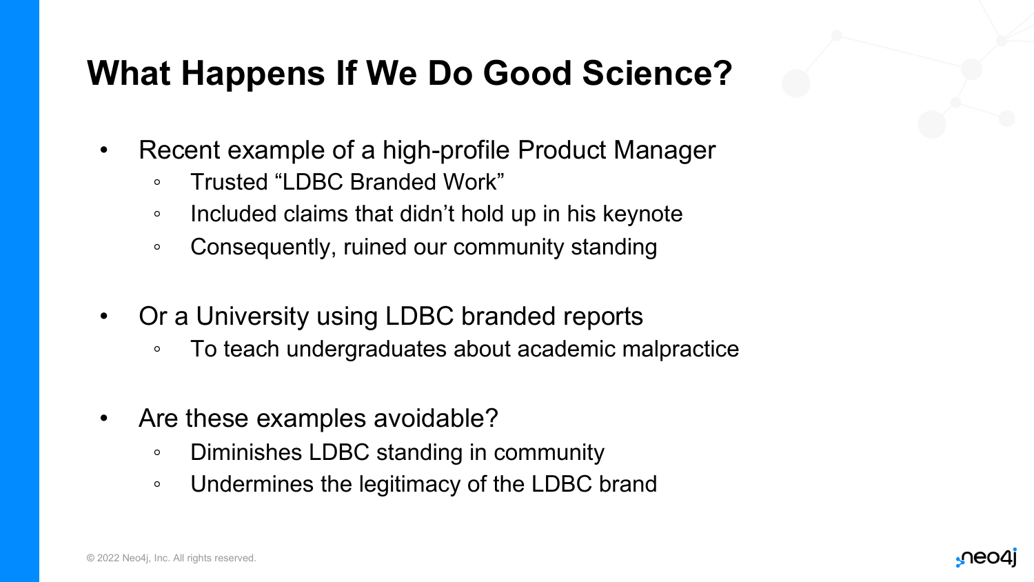# What Happens If We Do Good Science?

- Recent example of a high-profile Product Manager
  - Trusted “LDBC Branded Work”
  - Included claims that didn’t hold up in his keynote
  - Consequently, ruined our community standing

- Or a University using LDBC branded reports
  - To teach undergraduates about academic malpractice

- Are these examples avoidable?
  - Diminishes LDBC standing in community
  - Undermines the legitimacy of the LDBC brand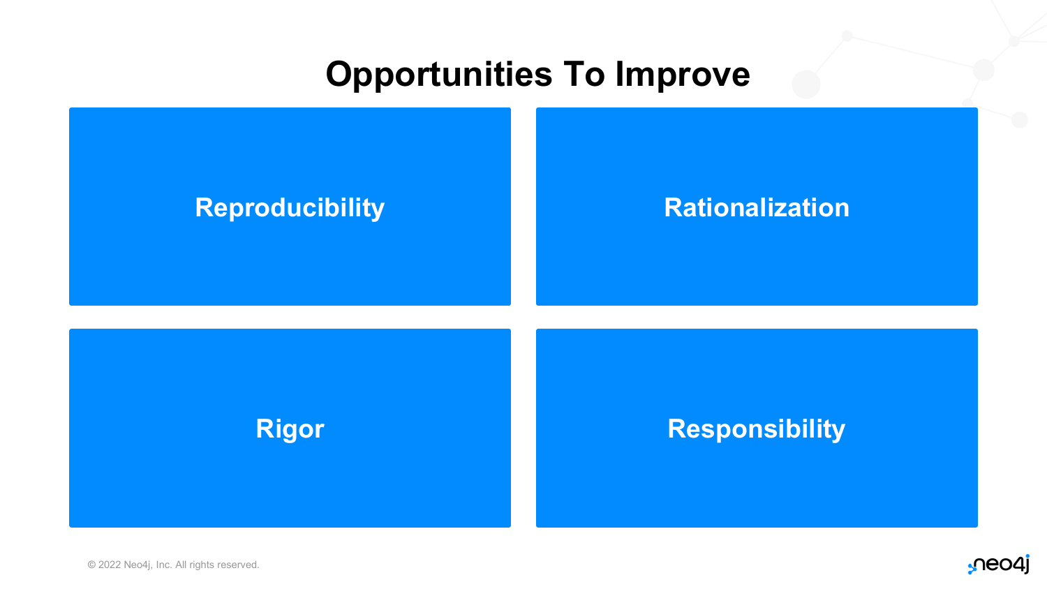# Opportunities To Improve

- Reproducibility
- Rationalization
- Rigor
- Responsibility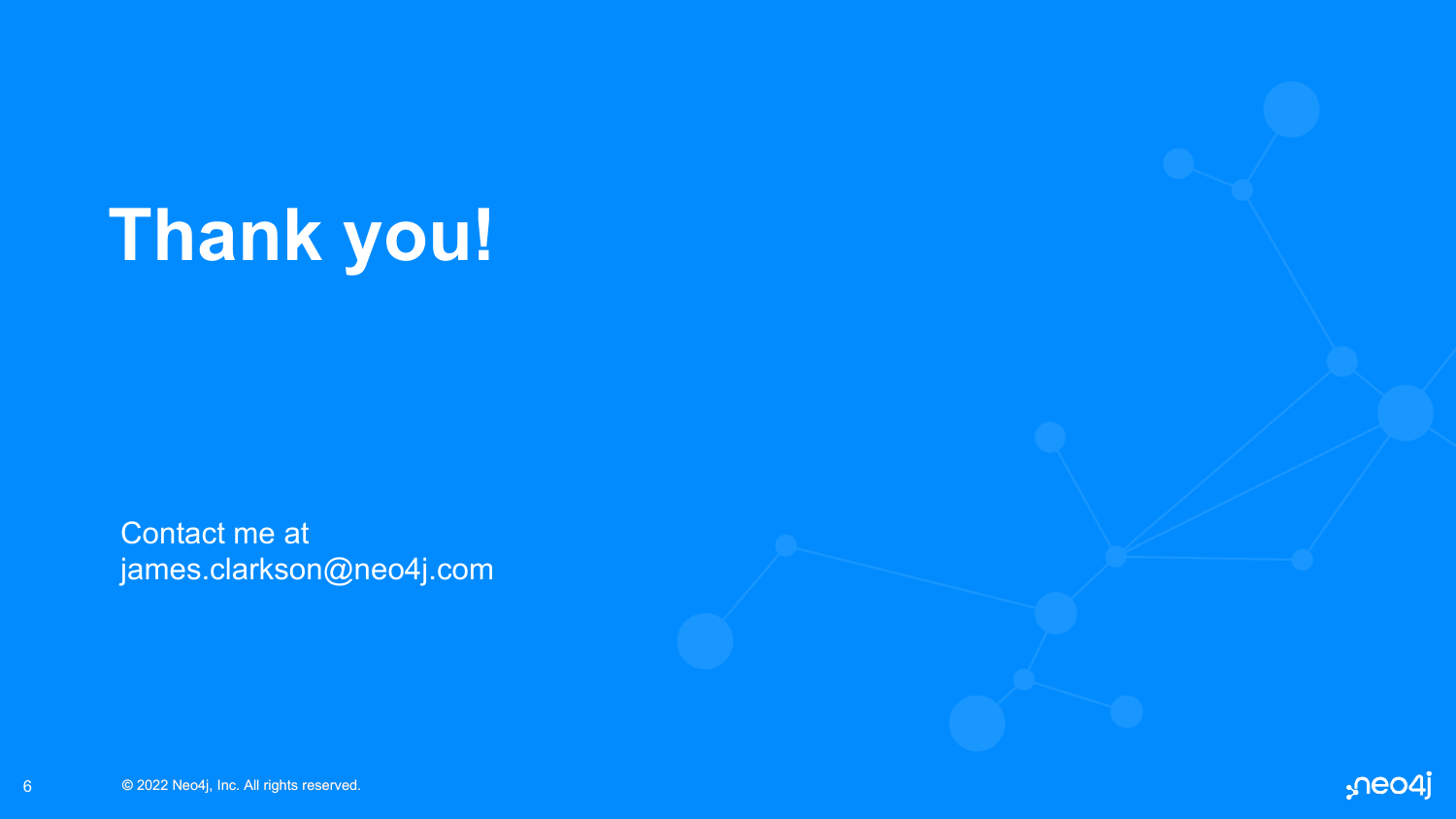# Thank you!

Contact me at
james.clarkson@neo4j.com